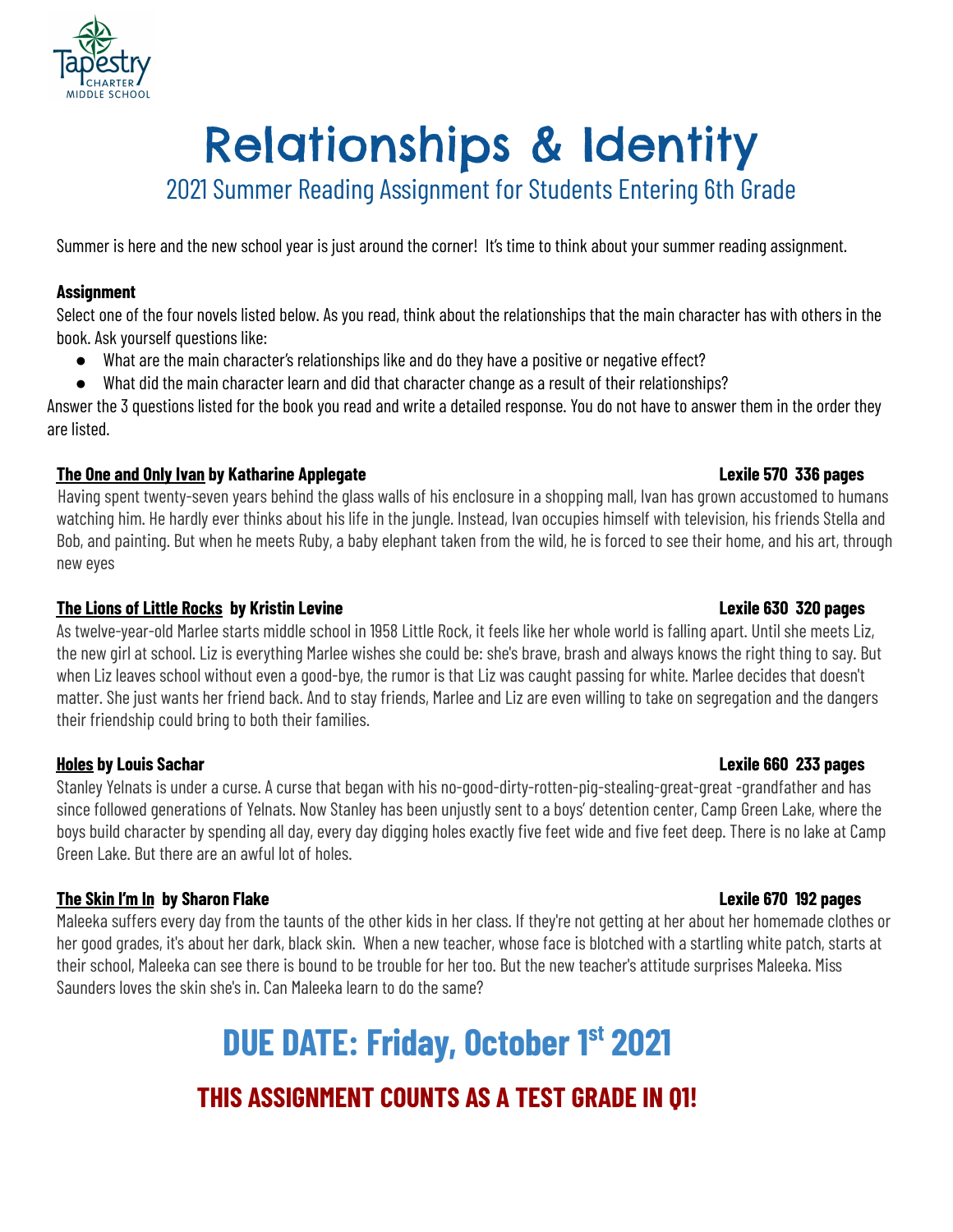Tapestry CHARTER MIDDLE SCHOOL

# Relationships & Identity

## 2021 Summer Reading Assignment for Students Entering 6th Grade

Summer is here and the new school year is just around the corner! It's time to think about your summer reading assignment.

**Assignment**

Select one of the four novels listed below. As you read, think about the relationships that the main character has with others in the book. Ask yourself questions like:

- What are the main character's relationships like and do they have a positive or negative effect?
- What did the main character learn and did that character change as a result of their relationships?

Answer the 3 questions listed for the book you read and write a detailed response. You do not have to answer them in the order they are listed.

**The One and Only Ivan by Katharine Applegate** **Lexile 570 336 pages**

Having spent twenty-seven years behind the glass walls of his enclosure in a shopping mall, Ivan has grown accustomed to humans watching him. He hardly ever thinks about his life in the jungle. Instead, Ivan occupies himself with television, his friends Stella and Bob, and painting. But when he meets Ruby, a baby elephant taken from the wild, he is forced to see their home, and his art, through new eyes

**The Lions of Little Rocks by Kristin Levine** **Lexile 630 320 pages**

As twelve-year-old Marlee starts middle school in 1958 Little Rock, it feels like her whole world is falling apart. Until she meets Liz, the new girl at school. Liz is everything Marlee wishes she could be: she's brave, brash and always knows the right thing to say. But when Liz leaves school without even a good-bye, the rumor is that Liz was caught passing for white. Marlee decides that doesn't matter. She just wants her friend back. And to stay friends, Marlee and Liz are even willing to take on segregation and the dangers their friendship could bring to both their families.

**Holes by Louis Sachar** **Lexile 660 233 pages**

Stanley Yelnats is under a curse. A curse that began with his no-good-dirty-rotten-pig-stealing-great-great -grandfather and has since followed generations of Yelnats. Now Stanley has been unjustly sent to a boys' detention center, Camp Green Lake, where the boys build character by spending all day, every day digging holes exactly five feet wide and five feet deep. There is no lake at Camp Green Lake. But there are an awful lot of holes.

**The Skin I'm In by Sharon Flake** **Lexile 670 192 pages**

Maleeka suffers every day from the taunts of the other kids in her class. If they're not getting at her about her homemade clothes or her good grades, it's about her dark, black skin. When a new teacher, whose face is blotched with a startling white patch, starts at their school, Maleeka can see there is bound to be trouble for her too. But the new teacher's attitude surprises Maleeka. Miss Saunders loves the skin she's in. Can Maleeka learn to do the same?

# DUE DATE: Friday, October 1st 2021

## THIS ASSIGNMENT COUNTS AS A TEST GRADE IN Q1!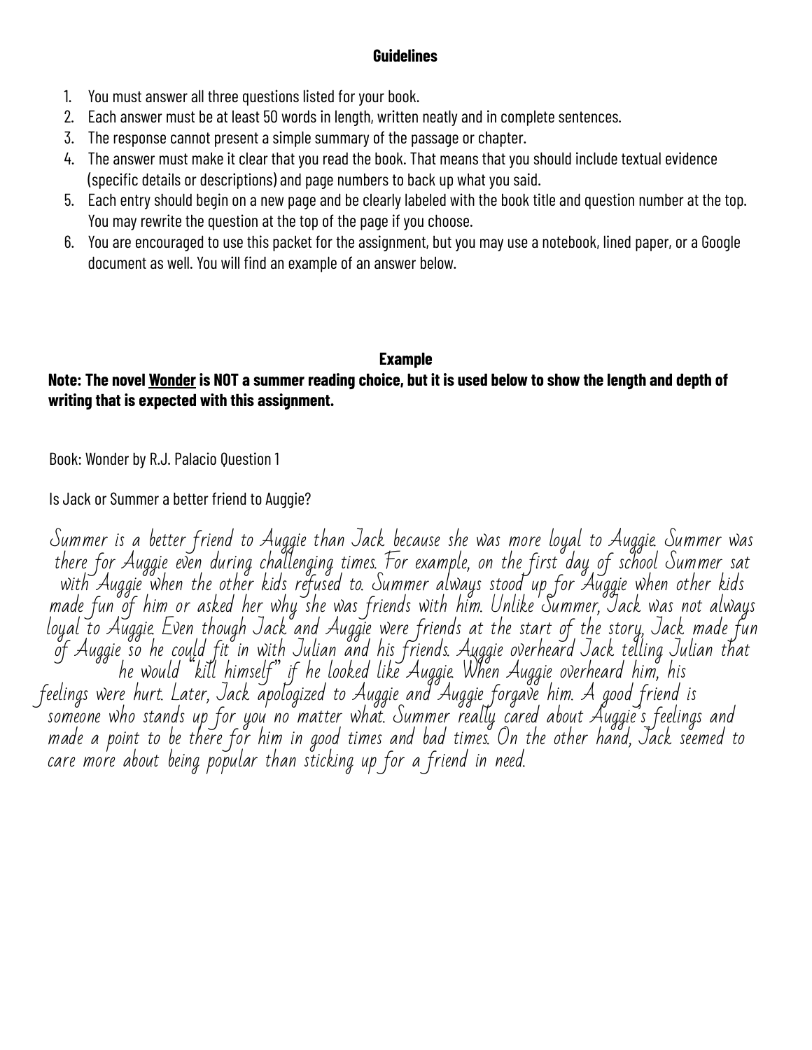**Guidelines**

1. You must answer all three questions listed for your book.
2. Each answer must be at least 50 words in length, written neatly and in complete sentences.
3. The response cannot present a simple summary of the passage or chapter.
4. The answer must make it clear that you read the book. That means that you should include textual evidence (specific details or descriptions) and page numbers to back up what you said.
5. Each entry should begin on a new page and be clearly labeled with the book title and question number at the top. You may rewrite the question at the top of the page if you choose.
6. You are encouraged to use this packet for the assignment, but you may use a notebook, lined paper, or a Google document as well. You will find an example of an answer below.

**Example**

**Note: The novel Wonder is NOT a summer reading choice, but it is used below to show the length and depth of writing that is expected with this assignment.**

Book: Wonder by R.J. Palacio Question 1

Is Jack or Summer a better friend to Auggie?

Summer is a better friend to Auggie than Jack because she was more loyal to Auggie. Summer was there for Auggie even during challenging times. For example, on the first day of school Summer sat with Auggie when the other kids refused to. Summer always stood up for Auggie when other kids made fun of him or asked her why she was friends with him. Unlike Summer, Jack was not always loyal to Auggie. Even though Jack and Auggie were friends at the start of the story, Jack made fun of Auggie so he could fit in with Julian and his friends. Auggie overheard Jack telling Julian that he would "kill himself" if he looked like Auggie. When Auggie overheard him, his feelings were hurt. Later, Jack apologized to Auggie and Auggie forgave him. A good friend is someone who stands up for you no matter what. Summer really cared about Auggie's feelings and made a point to be there for him in good times and bad times. On the other hand, Jack seemed to care more about being popular than sticking up for a friend in need.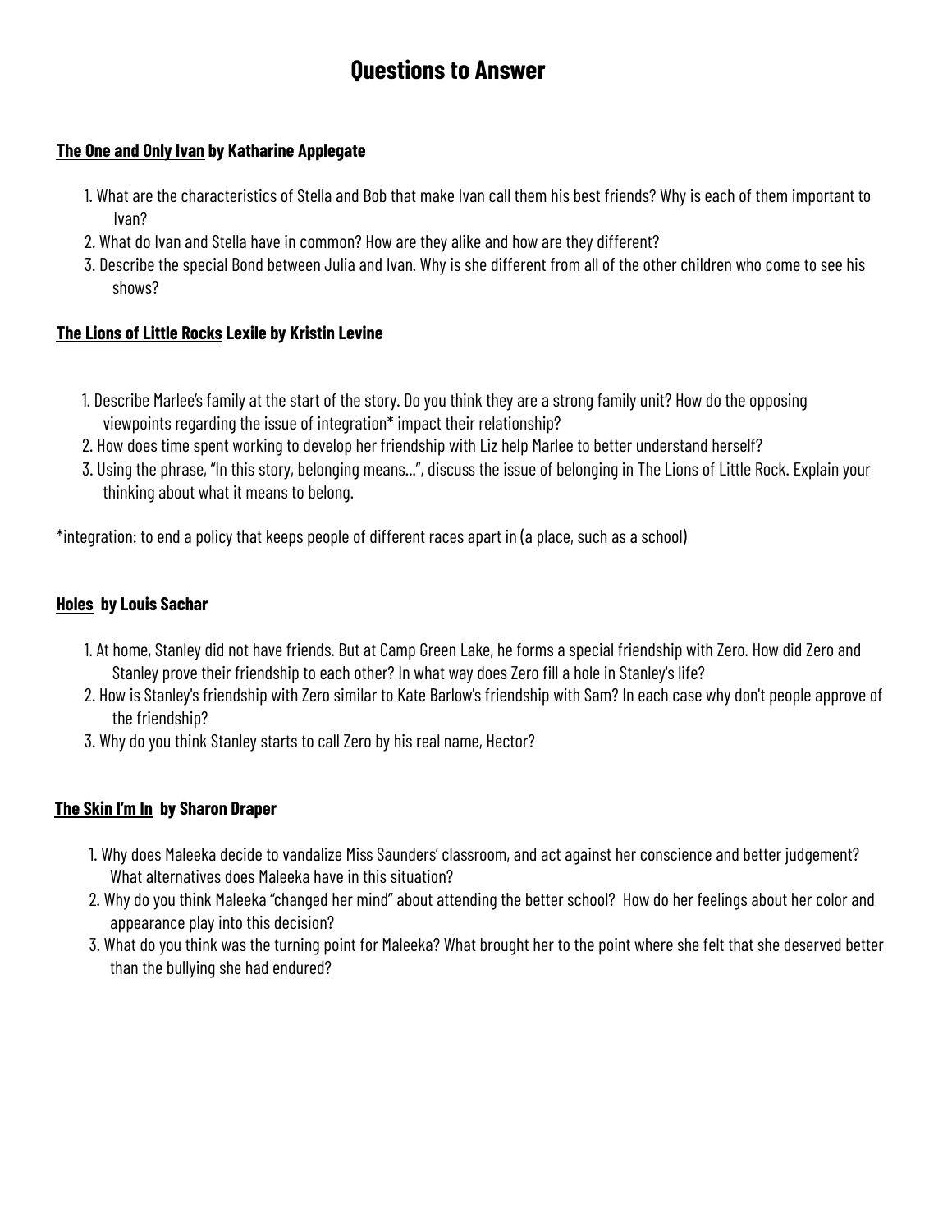# Questions to Answer

**<u>The One and Only Ivan</u> by Katharine Applegate**

1. What are the characteristics of Stella and Bob that make Ivan call them his best friends? Why is each of them important to Ivan?
2. What do Ivan and Stella have in common? How are they alike and how are they different?
3. Describe the special Bond between Julia and Ivan. Why is she different from all of the other children who come to see his shows?

**<u>The Lions of Little Rocks</u> Lexile by Kristin Levine**

1. Describe Marlee's family at the start of the story. Do you think they are a strong family unit? How do the opposing viewpoints regarding the issue of integration* impact their relationship?
2. How does time spent working to develop her friendship with Liz help Marlee to better understand herself?
3. Using the phrase, "In this story, belonging means…", discuss the issue of belonging in The Lions of Little Rock. Explain your thinking about what it means to belong.

*integration: to end a policy that keeps people of different races apart in (a place, such as a school)

**<u>Holes</u> by Louis Sachar**

1. At home, Stanley did not have friends. But at Camp Green Lake, he forms a special friendship with Zero. How did Zero and Stanley prove their friendship to each other? In what way does Zero fill a hole in Stanley's life?
2. How is Stanley's friendship with Zero similar to Kate Barlow's friendship with Sam? In each case why don't people approve of the friendship?
3. Why do you think Stanley starts to call Zero by his real name, Hector?

**<u>The Skin I'm In</u> by Sharon Draper**

1. Why does Maleeka decide to vandalize Miss Saunders' classroom, and act against her conscience and better judgement? What alternatives does Maleeka have in this situation?
2. Why do you think Maleeka "changed her mind" about attending the better school? How do her feelings about her color and appearance play into this decision?
3. What do you think was the turning point for Maleeka? What brought her to the point where she felt that she deserved better than the bullying she had endured?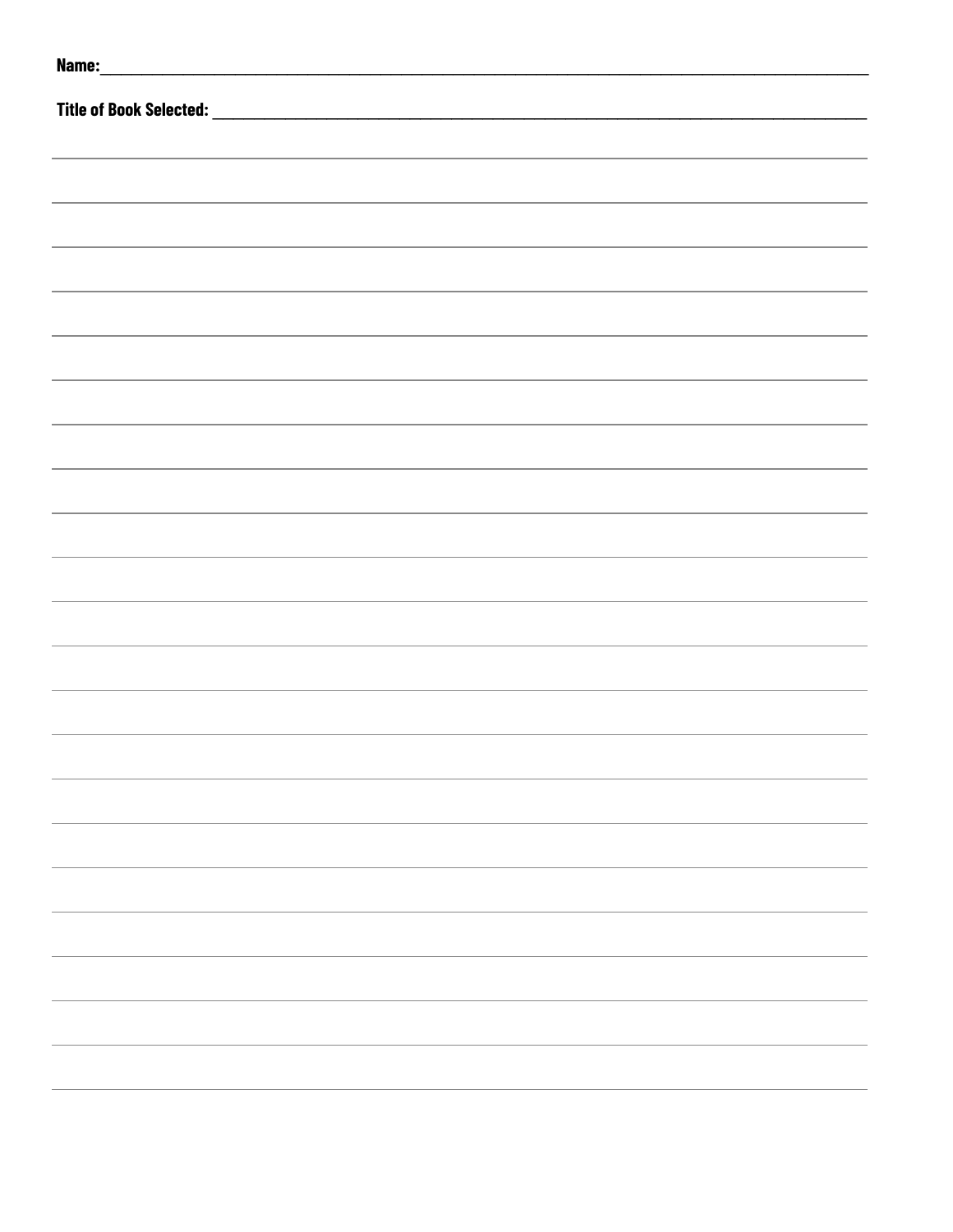**Name:**\_\_\_\_\_\_\_\_\_\_\_\_\_\_\_\_\_\_\_\_\_\_\_\_\_\_\_\_\_\_\_\_\_\_\_\_\_\_\_\_\_\_\_\_\_\_\_\_\_\_\_\_\_\_\_\_\_\_\_\_

**Title of Book Selected:** \_\_\_\_\_\_\_\_\_\_\_\_\_\_\_\_\_\_\_\_\_\_\_\_\_\_\_\_\_\_\_\_\_\_\_\_\_\_\_\_\_\_\_\_\_\_\_\_\_\_\_\_